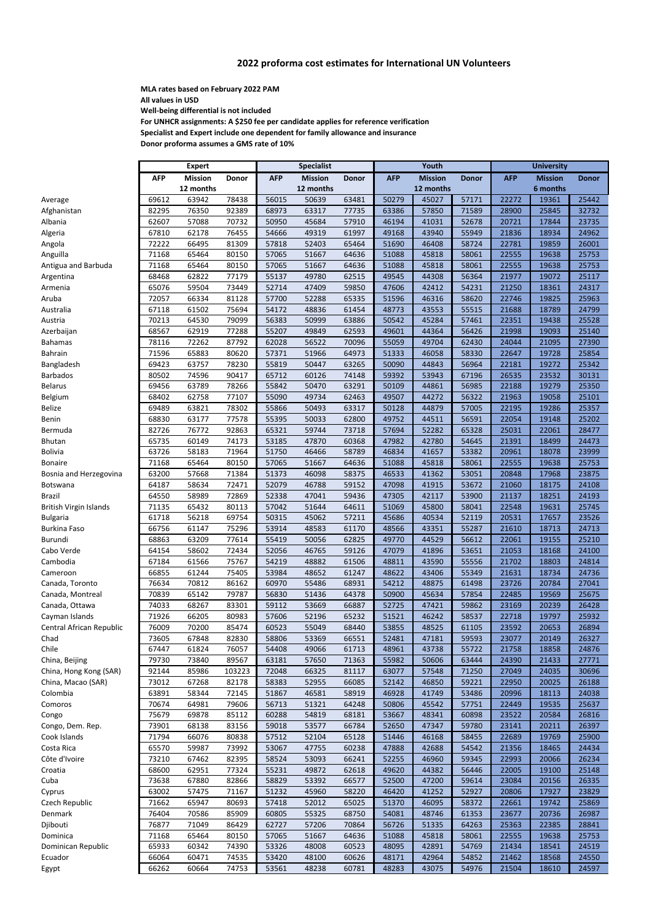# 2022 proforma cost estimates for International UN Volunteers

**MLA rates based on February 2022 PAM**
**All values in USD**
**Well-being differential is not included**
**For UNHCR assignments: A $250 fee per candidate applies for reference verification**
**Specialist and Expert include one dependent for family allowance and insurance**
**Donor proforma assumes a GMS rate of 10%**

| | Expert | | | Specialist | | | Youth | | | University | | |
|---|---|---|---|---|---|---|---|---|---|---|---|---|
| | AFP | Mission 12 months | Donor | AFP | Mission 12 months | Donor | AFP | Mission 12 months | Donor | AFP | Mission 6 months | Donor |
| Average | 69612 | 63942 | 78438 | 56015 | 50639 | 63481 | 50279 | 45027 | 57171 | 22272 | 19361 | 25442 |
| Afghanistan | 82295 | 76350 | 92389 | 68973 | 63317 | 77735 | 63386 | 57850 | 71589 | 28900 | 25845 | 32732 |
| Albania | 62607 | 57088 | 70732 | 50950 | 45684 | 57910 | 46194 | 41031 | 52678 | 20721 | 17844 | 23735 |
| Algeria | 67810 | 62178 | 76455 | 54666 | 49319 | 61997 | 49168 | 43940 | 55949 | 21836 | 18934 | 24962 |
| Angola | 72222 | 66495 | 81309 | 57818 | 52403 | 65464 | 51690 | 46408 | 58724 | 22781 | 19859 | 26001 |
| Anguilla | 71168 | 65464 | 80150 | 57065 | 51667 | 64636 | 51088 | 45818 | 58061 | 22555 | 19638 | 25753 |
| Antigua and Barbuda | 71168 | 65464 | 80150 | 57065 | 51667 | 64636 | 51088 | 45818 | 58061 | 22555 | 19638 | 25753 |
| Argentina | 68468 | 62822 | 77179 | 55137 | 49780 | 62515 | 49545 | 44308 | 56364 | 21977 | 19072 | 25117 |
| Armenia | 65076 | 59504 | 73449 | 52714 | 47409 | 59850 | 47606 | 42412 | 54231 | 21250 | 18361 | 24317 |
| Aruba | 72057 | 66334 | 81128 | 57700 | 52288 | 65335 | 51596 | 46316 | 58620 | 22746 | 19825 | 25963 |
| Australia | 67118 | 61502 | 75694 | 54172 | 48836 | 61454 | 48773 | 43553 | 55515 | 21688 | 18789 | 24799 |
| Austria | 70213 | 64530 | 79099 | 56383 | 50999 | 63886 | 50542 | 45284 | 57461 | 22351 | 19438 | 25528 |
| Azerbaijan | 68567 | 62919 | 77288 | 55207 | 49849 | 62593 | 49601 | 44364 | 56426 | 21998 | 19093 | 25140 |
| Bahamas | 78116 | 72262 | 87792 | 62028 | 56522 | 70096 | 55059 | 49704 | 62430 | 24044 | 21095 | 27390 |
| Bahrain | 71596 | 65883 | 80620 | 57371 | 51966 | 64973 | 51333 | 46058 | 58330 | 22647 | 19728 | 25854 |
| Bangladesh | 69423 | 63757 | 78230 | 55819 | 50447 | 63265 | 50090 | 44843 | 56964 | 22181 | 19272 | 25342 |
| Barbados | 80502 | 74596 | 90417 | 65712 | 60126 | 74148 | 59392 | 53943 | 67196 | 26535 | 23532 | 30131 |
| Belarus | 69456 | 63789 | 78266 | 55842 | 50470 | 63291 | 50109 | 44861 | 56985 | 22188 | 19279 | 25350 |
| Belgium | 68402 | 62758 | 77107 | 55090 | 49734 | 62463 | 49507 | 44272 | 56322 | 21963 | 19058 | 25101 |
| Belize | 69489 | 63821 | 78302 | 55866 | 50493 | 63317 | 50128 | 44879 | 57005 | 22195 | 19286 | 25357 |
| Benin | 68830 | 63177 | 77578 | 55395 | 50033 | 62800 | 49752 | 44511 | 56591 | 22054 | 19148 | 25202 |
| Bermuda | 82726 | 76772 | 92863 | 65321 | 59744 | 73718 | 57694 | 52282 | 65328 | 25031 | 22061 | 28477 |
| Bhutan | 65735 | 60149 | 74173 | 53185 | 47870 | 60368 | 47982 | 42780 | 54645 | 21391 | 18499 | 24473 |
| Bolivia | 63726 | 58183 | 71964 | 51750 | 46466 | 58789 | 46834 | 41657 | 53382 | 20961 | 18078 | 23999 |
| Bonaire | 71168 | 65464 | 80150 | 57065 | 51667 | 64636 | 51088 | 45818 | 58061 | 22555 | 19638 | 25753 |
| Bosnia and Herzegovina | 63200 | 57668 | 71384 | 51373 | 46098 | 58375 | 46533 | 41362 | 53051 | 20848 | 17968 | 23875 |
| Botswana | 64187 | 58634 | 72471 | 52079 | 46788 | 59152 | 47098 | 41915 | 53672 | 21060 | 18175 | 24108 |
| Brazil | 64550 | 58989 | 72869 | 52338 | 47041 | 59436 | 47305 | 42117 | 53900 | 21137 | 18251 | 24193 |
| British Virgin Islands | 71135 | 65432 | 80113 | 57042 | 51644 | 64611 | 51069 | 45800 | 58041 | 22548 | 19631 | 25745 |
| Bulgaria | 61718 | 56218 | 69754 | 50315 | 45062 | 57211 | 45686 | 40534 | 52119 | 20531 | 17657 | 23526 |
| Burkina Faso | 66756 | 61147 | 75296 | 53914 | 48583 | 61170 | 48566 | 43351 | 55287 | 21610 | 18713 | 24713 |
| Burundi | 68863 | 63209 | 77614 | 55419 | 50056 | 62825 | 49770 | 44529 | 56612 | 22061 | 19155 | 25210 |
| Cabo Verde | 64154 | 58602 | 72434 | 52056 | 46765 | 59126 | 47079 | 41896 | 53651 | 21053 | 18168 | 24100 |
| Cambodia | 67184 | 61566 | 75767 | 54219 | 48882 | 61506 | 48811 | 43590 | 55556 | 21702 | 18803 | 24814 |
| Cameroon | 66855 | 61244 | 75405 | 53984 | 48652 | 61247 | 48622 | 43406 | 55349 | 21631 | 18734 | 24736 |
| Canada, Toronto | 76634 | 70812 | 86162 | 60970 | 55486 | 68931 | 54212 | 48875 | 61498 | 23726 | 20784 | 27041 |
| Canada, Montreal | 70839 | 65142 | 79787 | 56830 | 51436 | 64378 | 50900 | 45634 | 57854 | 22485 | 19569 | 25675 |
| Canada, Ottawa | 74033 | 68267 | 83301 | 59112 | 53669 | 66887 | 52725 | 47421 | 59862 | 23169 | 20239 | 26428 |
| Cayman Islands | 71926 | 66205 | 80983 | 57606 | 52196 | 65232 | 51521 | 46242 | 58537 | 22718 | 19797 | 25932 |
| Central African Republic | 76009 | 70200 | 85474 | 60523 | 55049 | 68440 | 53855 | 48525 | 61105 | 23592 | 20653 | 26894 |
| Chad | 73605 | 67848 | 82830 | 58806 | 53369 | 66551 | 52481 | 47181 | 59593 | 23077 | 20149 | 26327 |
| Chile | 67447 | 61824 | 76057 | 54408 | 49066 | 61713 | 48961 | 43738 | 55722 | 21758 | 18858 | 24876 |
| China, Beijing | 79730 | 73840 | 89567 | 63181 | 57650 | 71363 | 55982 | 50606 | 63444 | 24390 | 21433 | 27771 |
| China, Hong Kong (SAR) | 92144 | 85986 | 103223 | 72048 | 66325 | 81117 | 63077 | 57548 | 71250 | 27049 | 24035 | 30696 |
| China, Macao (SAR) | 73012 | 67268 | 82178 | 58383 | 52955 | 66085 | 52142 | 46850 | 59221 | 22950 | 20025 | 26188 |
| Colombia | 63891 | 58344 | 72145 | 51867 | 46581 | 58919 | 46928 | 41749 | 53486 | 20996 | 18113 | 24038 |
| Comoros | 70674 | 64981 | 79606 | 56713 | 51321 | 64248 | 50806 | 45542 | 57751 | 22449 | 19535 | 25637 |
| Congo | 75679 | 69878 | 85112 | 60288 | 54819 | 68181 | 53667 | 48341 | 60898 | 23522 | 20584 | 26816 |
| Congo, Dem. Rep. | 73901 | 68138 | 83156 | 59018 | 53577 | 66784 | 52650 | 47347 | 59780 | 23141 | 20211 | 26397 |
| Cook Islands | 71794 | 66076 | 80838 | 57512 | 52104 | 65128 | 51446 | 46168 | 58455 | 22689 | 19769 | 25900 |
| Costa Rica | 65570 | 59987 | 73992 | 53067 | 47755 | 60238 | 47888 | 42688 | 54542 | 21356 | 18465 | 24434 |
| Côte d'Ivoire | 73210 | 67462 | 82395 | 58524 | 53093 | 66241 | 52255 | 46960 | 59345 | 22993 | 20066 | 26234 |
| Croatia | 68600 | 62951 | 77324 | 55231 | 49872 | 62618 | 49620 | 44382 | 56446 | 22005 | 19100 | 25148 |
| Cuba | 73638 | 67880 | 82866 | 58829 | 53392 | 66577 | 52500 | 47200 | 59614 | 23084 | 20156 | 26335 |
| Cyprus | 63002 | 57475 | 71167 | 51232 | 45960 | 58220 | 46420 | 41252 | 52927 | 20806 | 17927 | 23829 |
| Czech Republic | 71662 | 65947 | 80693 | 57418 | 52012 | 65025 | 51370 | 46095 | 58372 | 22661 | 19742 | 25869 |
| Denmark | 76404 | 70586 | 85909 | 60805 | 55325 | 68750 | 54081 | 48746 | 61353 | 23677 | 20736 | 26987 |
| Djibouti | 76877 | 71049 | 86429 | 62727 | 57206 | 70864 | 56726 | 51335 | 64263 | 25363 | 22385 | 28841 |
| Dominica | 71168 | 65464 | 80150 | 57065 | 51667 | 64636 | 51088 | 45818 | 58061 | 22555 | 19638 | 25753 |
| Dominican Republic | 65933 | 60342 | 74390 | 53326 | 48008 | 60523 | 48095 | 42891 | 54769 | 21434 | 18541 | 24519 |
| Ecuador | 66064 | 60471 | 74535 | 53420 | 48100 | 60626 | 48171 | 42964 | 54852 | 21462 | 18568 | 24550 |
| Egypt | 66262 | 60664 | 74753 | 53561 | 48238 | 60781 | 48283 | 43075 | 54976 | 21504 | 18610 | 24597 |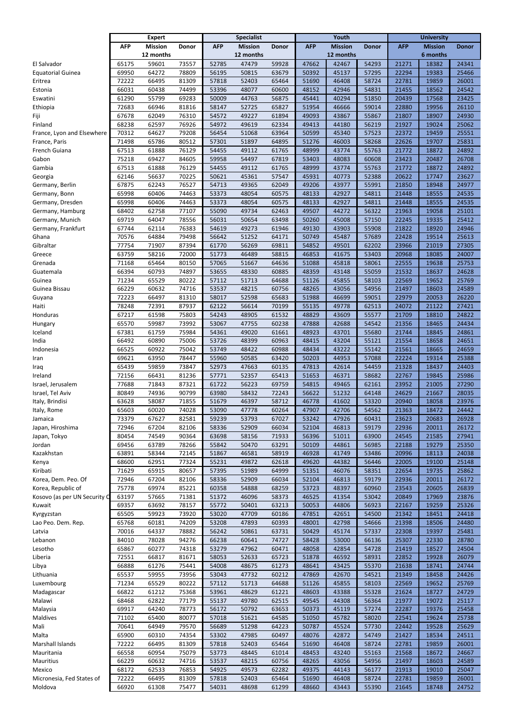| | Expert | | | Specialist | | | Youth | | | University | | |
|---|---|---|---|---|---|---|---|---|---|---|---|---|
| | AFP | Mission 12 months | Donor | AFP | Mission 12 months | Donor | AFP | Mission 12 months | Donor | AFP | Mission 6 months | Donor |
| El Salvador | 65175 | 59601 | 73557 | 52785 | 47479 | 59928 | 47662 | 42467 | 54293 | 21271 | 18382 | 24341 |
| Equatorial Guinea | 69950 | 64272 | 78809 | 56195 | 50815 | 63679 | 50392 | 45137 | 57295 | 22294 | 19383 | 25466 |
| Eritrea | 72222 | 66495 | 81309 | 57818 | 52403 | 65464 | 51690 | 46408 | 58724 | 22781 | 19859 | 26001 |
| Estonia | 66031 | 60438 | 74499 | 53396 | 48077 | 60600 | 48152 | 42946 | 54831 | 21455 | 18562 | 24542 |
| Eswatini | 61290 | 55799 | 69283 | 50009 | 44763 | 56875 | 45441 | 40294 | 51850 | 20439 | 17568 | 23425 |
| Ethiopia | 72683 | 66946 | 81816 | 58147 | 52725 | 65827 | 51954 | 46666 | 59014 | 22880 | 19956 | 26110 |
| Fiji | 67678 | 62049 | 76310 | 54572 | 49227 | 61894 | 49093 | 43867 | 55867 | 21807 | 18907 | 24930 |
| Finland | 68238 | 62597 | 76926 | 54972 | 49619 | 62334 | 49413 | 44180 | 56219 | 21927 | 19024 | 25062 |
| France, Lyon and Elsewhere | 70312 | 64627 | 79208 | 56454 | 51068 | 63964 | 50599 | 45340 | 57523 | 22372 | 19459 | 25551 |
| France, Paris | 71498 | 65786 | 80512 | 57301 | 51897 | 64895 | 51276 | 46003 | 58268 | 22626 | 19707 | 25831 |
| French Guiana | 67513 | 61888 | 76129 | 54455 | 49112 | 61765 | 48999 | 43774 | 55763 | 21772 | 18872 | 24892 |
| Gabon | 75218 | 69427 | 84605 | 59958 | 54497 | 67819 | 53403 | 48083 | 60608 | 23423 | 20487 | 26708 |
| Gambia | 67513 | 61888 | 76129 | 54455 | 49112 | 61765 | 48999 | 43774 | 55763 | 21772 | 18872 | 24892 |
| Georgia | 62146 | 56637 | 70225 | 50621 | 45361 | 57547 | 45931 | 40773 | 52388 | 20622 | 17747 | 23627 |
| Germany, Berlin | 67875 | 62243 | 76527 | 54713 | 49365 | 62049 | 49206 | 43977 | 55991 | 21850 | 18948 | 24977 |
| Germany, Bonn | 65998 | 60406 | 74463 | 53373 | 48054 | 60575 | 48133 | 42927 | 54811 | 21448 | 18555 | 24535 |
| Germany, Dresden | 65998 | 60406 | 74463 | 53373 | 48054 | 60575 | 48133 | 42927 | 54811 | 21448 | 18555 | 24535 |
| Germany, Hamburg | 68402 | 62758 | 77107 | 55090 | 49734 | 62463 | 49507 | 44272 | 56322 | 21963 | 19058 | 25101 |
| Germany, Munich | 69719 | 64047 | 78556 | 56031 | 50654 | 63498 | 50260 | 45008 | 57150 | 22245 | 19335 | 25412 |
| Germany, Frankfurt | 67744 | 62114 | 76383 | 54619 | 49273 | 61946 | 49130 | 43903 | 55908 | 21822 | 18920 | 24946 |
| Ghana | 70576 | 64884 | 79498 | 56642 | 51252 | 64171 | 50749 | 45487 | 57689 | 22428 | 19514 | 25613 |
| Gibraltar | 77754 | 71907 | 87394 | 61770 | 56269 | 69811 | 54852 | 49501 | 62202 | 23966 | 21019 | 27305 |
| Greece | 63759 | 58216 | 72000 | 51773 | 46489 | 58815 | 46853 | 41675 | 53403 | 20968 | 18085 | 24007 |
| Grenada | 71168 | 65464 | 80150 | 57065 | 51667 | 64636 | 51088 | 45818 | 58061 | 22555 | 19638 | 25753 |
| Guatemala | 66394 | 60793 | 74897 | 53655 | 48330 | 60885 | 48359 | 43148 | 55059 | 21532 | 18637 | 24628 |
| Guinea | 71234 | 65529 | 80222 | 57112 | 51713 | 64688 | 51126 | 45855 | 58103 | 22569 | 19652 | 25769 |
| Guinea Bissau | 66229 | 60632 | 74716 | 53537 | 48215 | 60756 | 48265 | 43056 | 54956 | 21497 | 18603 | 24589 |
| Guyana | 72223 | 66497 | 81310 | 58017 | 52598 | 65683 | 51988 | 46699 | 59051 | 22979 | 20053 | 26220 |
| Haiti | 78248 | 72391 | 87937 | 62122 | 56614 | 70199 | 55135 | 49778 | 62513 | 24072 | 21122 | 27421 |
| Honduras | 67217 | 61598 | 75803 | 54243 | 48905 | 61532 | 48829 | 43609 | 55577 | 21709 | 18810 | 24822 |
| Hungary | 65570 | 59987 | 73992 | 53067 | 47755 | 60238 | 47888 | 42688 | 54542 | 21356 | 18465 | 24434 |
| Iceland | 67381 | 61759 | 75984 | 54361 | 49020 | 61661 | 48923 | 43701 | 55680 | 21744 | 18845 | 24861 |
| India | 66492 | 60890 | 75006 | 53726 | 48399 | 60963 | 48415 | 43204 | 55121 | 21554 | 18658 | 24651 |
| Indonesia | 66525 | 60922 | 75042 | 53749 | 48422 | 60988 | 48434 | 43222 | 55142 | 21561 | 18665 | 24659 |
| Iran | 69621 | 63950 | 78447 | 55960 | 50585 | 63420 | 50203 | 44953 | 57088 | 22224 | 19314 | 25388 |
| Iraq | 65439 | 59859 | 73847 | 52973 | 47663 | 60135 | 47813 | 42614 | 54459 | 21328 | 18437 | 24403 |
| Ireland | 72156 | 66431 | 81236 | 57771 | 52357 | 65413 | 51653 | 46371 | 58682 | 22767 | 19845 | 25986 |
| Israel, Jerusalem | 77688 | 71843 | 87321 | 61722 | 56223 | 69759 | 54815 | 49465 | 62161 | 23952 | 21005 | 27290 |
| Israel, Tel Aviv | 80849 | 74936 | 90799 | 63980 | 58432 | 72243 | 56622 | 51232 | 64148 | 24629 | 21667 | 28035 |
| Italy, Brindisi | 63628 | 58087 | 71855 | 51679 | 46397 | 58712 | 46778 | 41602 | 53320 | 20940 | 18058 | 23976 |
| Italy, Rome | 65603 | 60020 | 74028 | 53090 | 47778 | 60264 | 47907 | 42706 | 54562 | 21363 | 18472 | 24442 |
| Jamaica | 73379 | 67627 | 82581 | 59239 | 53793 | 67027 | 53242 | 47926 | 60431 | 23623 | 20683 | 26928 |
| Japan, Hiroshima | 72946 | 67204 | 82106 | 58336 | 52909 | 66034 | 52104 | 46813 | 59179 | 22936 | 20011 | 26172 |
| Japan, Tokyo | 80454 | 74549 | 90364 | 63698 | 58156 | 71933 | 56396 | 51011 | 63900 | 24545 | 21585 | 27941 |
| Jordan | 69456 | 63789 | 78266 | 55842 | 50470 | 63291 | 50109 | 44861 | 56985 | 22188 | 19279 | 25350 |
| Kazakhstan | 63891 | 58344 | 72145 | 51867 | 46581 | 58919 | 46928 | 41749 | 53486 | 20996 | 18113 | 24038 |
| Kenya | 68600 | 62951 | 77324 | 55231 | 49872 | 62618 | 49620 | 44382 | 56446 | 22005 | 19100 | 25148 |
| Kiribati | 71629 | 65915 | 80657 | 57395 | 51989 | 64999 | 51351 | 46076 | 58351 | 22654 | 19735 | 25862 |
| Korea, Dem. Peo. Of | 72946 | 67204 | 82106 | 58336 | 52909 | 66034 | 52104 | 46813 | 59179 | 22936 | 20011 | 26172 |
| Korea, Republic of | 75778 | 69974 | 85221 | 60358 | 54888 | 68259 | 53723 | 48397 | 60960 | 23543 | 20605 | 26839 |
| Kosovo (as per UN Security C | 63197 | 57665 | 71381 | 51372 | 46096 | 58373 | 46525 | 41354 | 53042 | 20849 | 17969 | 23876 |
| Kuwait | 69357 | 63692 | 78157 | 55772 | 50401 | 63213 | 50053 | 44806 | 56923 | 22167 | 19259 | 25326 |
| Kyrgyzstan | 65505 | 59923 | 73920 | 53020 | 47709 | 60186 | 47851 | 42651 | 54500 | 21342 | 18451 | 24418 |
| Lao Peo. Dem. Rep. | 65768 | 60181 | 74209 | 53208 | 47893 | 60393 | 48001 | 42798 | 54666 | 21398 | 18506 | 24480 |
| Latvia | 70016 | 64337 | 78882 | 56242 | 50861 | 63731 | 50429 | 45174 | 57337 | 22308 | 19397 | 25481 |
| Lebanon | 84010 | 78028 | 94276 | 66238 | 60641 | 74727 | 58428 | 53000 | 66136 | 25307 | 22330 | 28780 |
| Lesotho | 65867 | 60277 | 74318 | 53279 | 47962 | 60471 | 48058 | 42854 | 54728 | 21419 | 18527 | 24504 |
| Liberia | 72551 | 66817 | 81671 | 58053 | 52633 | 65723 | 51878 | 46592 | 58931 | 22852 | 19928 | 26079 |
| Libya | 66888 | 61276 | 75441 | 54008 | 48675 | 61273 | 48641 | 43425 | 55370 | 21638 | 18741 | 24744 |
| Lithuania | 65537 | 59955 | 73956 | 53043 | 47732 | 60212 | 47869 | 42670 | 54521 | 21349 | 18458 | 24426 |
| Luxembourg | 71234 | 65529 | 80222 | 57112 | 51713 | 64688 | 51126 | 45855 | 58103 | 22569 | 19652 | 25769 |
| Madagascar | 66822 | 61212 | 75368 | 53961 | 48629 | 61221 | 48603 | 43388 | 55328 | 21624 | 18727 | 24729 |
| Malawi | 68468 | 62822 | 77179 | 55137 | 49780 | 62515 | 49545 | 44308 | 56364 | 21977 | 19072 | 25117 |
| Malaysia | 69917 | 64240 | 78773 | 56172 | 50792 | 63653 | 50373 | 45119 | 57274 | 22287 | 19376 | 25458 |
| Maldives | 71102 | 65400 | 80077 | 57018 | 51621 | 64585 | 51050 | 45782 | 58020 | 22541 | 19624 | 25738 |
| Mali | 70641 | 64949 | 79570 | 56689 | 51298 | 64223 | 50787 | 45524 | 57730 | 22442 | 19528 | 25629 |
| Malta | 65900 | 60310 | 74354 | 53302 | 47985 | 60497 | 48076 | 42872 | 54749 | 21427 | 18534 | 24511 |
| Marshall Islands | 72222 | 66495 | 81309 | 57818 | 52403 | 65464 | 51690 | 46408 | 58724 | 22781 | 19859 | 26001 |
| Mauritania | 66558 | 60954 | 75079 | 53773 | 48445 | 61014 | 48453 | 43240 | 55163 | 21568 | 18672 | 24667 |
| Mauritius | 66229 | 60632 | 74716 | 53537 | 48215 | 60756 | 48265 | 43056 | 54956 | 21497 | 18603 | 24589 |
| Mexico | 68172 | 62533 | 76853 | 54925 | 49573 | 62282 | 49375 | 44143 | 56177 | 21913 | 19010 | 25047 |
| Micronesia, Fed States of | 72222 | 66495 | 81309 | 57818 | 52403 | 65464 | 51690 | 46408 | 58724 | 22781 | 19859 | 26001 |
| Moldova | 66920 | 61308 | 75477 | 54031 | 48698 | 61299 | 48660 | 43443 | 55390 | 21645 | 18748 | 24752 |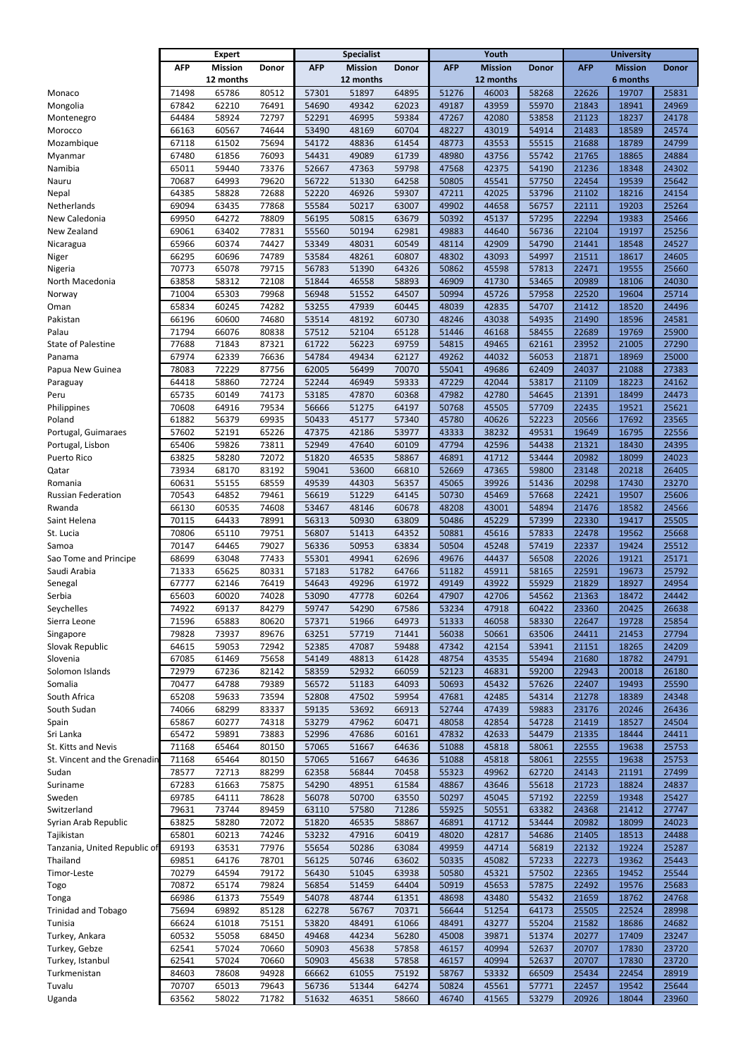| | Expert | | | Specialist | | | Youth | | | University | | |
|---|---|---|---|---|---|---|---|---|---|---|---|---|
| | AFP | Mission 12 months | Donor | AFP | Mission 12 months | Donor | AFP | Mission 12 months | Donor | AFP | Mission 6 months | Donor |
| Monaco | 71498 | 65786 | 80512 | 57301 | 51897 | 64895 | 51276 | 46003 | 58268 | 22626 | 19707 | 25831 |
| Mongolia | 67842 | 62210 | 76491 | 54690 | 49342 | 62023 | 49187 | 43959 | 55970 | 21843 | 18941 | 24969 |
| Montenegro | 64484 | 58924 | 72797 | 52291 | 46995 | 59384 | 47267 | 42080 | 53858 | 21123 | 18237 | 24178 |
| Morocco | 66163 | 60567 | 74644 | 53490 | 48169 | 60704 | 48227 | 43019 | 54914 | 21483 | 18589 | 24574 |
| Mozambique | 67118 | 61502 | 75694 | 54172 | 48836 | 61454 | 48773 | 43553 | 55515 | 21688 | 18789 | 24799 |
| Myanmar | 67480 | 61856 | 76093 | 54431 | 49089 | 61739 | 48980 | 43756 | 55742 | 21765 | 18865 | 24884 |
| Namibia | 65011 | 59440 | 73376 | 52667 | 47363 | 59798 | 47568 | 42375 | 54190 | 21236 | 18348 | 24302 |
| Nauru | 70687 | 64993 | 79620 | 56722 | 51330 | 64258 | 50805 | 45541 | 57750 | 22454 | 19539 | 25642 |
| Nepal | 64385 | 58828 | 72688 | 52220 | 46926 | 59307 | 47211 | 42025 | 53796 | 21102 | 18216 | 24154 |
| Netherlands | 69094 | 63435 | 77868 | 55584 | 50217 | 63007 | 49902 | 44658 | 56757 | 22111 | 19203 | 25264 |
| New Caledonia | 69950 | 64272 | 78809 | 56195 | 50815 | 63679 | 50392 | 45137 | 57295 | 22294 | 19383 | 25466 |
| New Zealand | 69061 | 63402 | 77831 | 55560 | 50194 | 62981 | 49883 | 44640 | 56736 | 22104 | 19197 | 25256 |
| Nicaragua | 65966 | 60374 | 74427 | 53349 | 48031 | 60549 | 48114 | 42909 | 54790 | 21441 | 18548 | 24527 |
| Niger | 66295 | 60696 | 74789 | 53584 | 48261 | 60807 | 48302 | 43093 | 54997 | 21511 | 18617 | 24605 |
| Nigeria | 70773 | 65078 | 79715 | 56783 | 51390 | 64326 | 50862 | 45598 | 57813 | 22471 | 19555 | 25660 |
| North Macedonia | 63858 | 58312 | 72108 | 51844 | 46558 | 58893 | 46909 | 41730 | 53465 | 20989 | 18106 | 24030 |
| Norway | 71004 | 65303 | 79968 | 56948 | 51552 | 64507 | 50994 | 45726 | 57958 | 22520 | 19604 | 25714 |
| Oman | 65834 | 60245 | 74282 | 53255 | 47939 | 60445 | 48039 | 42835 | 54707 | 21412 | 18520 | 24496 |
| Pakistan | 66196 | 60600 | 74680 | 53514 | 48192 | 60730 | 48246 | 43038 | 54935 | 21490 | 18596 | 24581 |
| Palau | 71794 | 66076 | 80838 | 57512 | 52104 | 65128 | 51446 | 46168 | 58455 | 22689 | 19769 | 25900 |
| State of Palestine | 77688 | 71843 | 87321 | 61722 | 56223 | 69759 | 54815 | 49465 | 62161 | 23952 | 21005 | 27290 |
| Panama | 67974 | 62339 | 76636 | 54784 | 49434 | 62127 | 49262 | 44032 | 56053 | 21871 | 18969 | 25000 |
| Papua New Guinea | 78083 | 72229 | 87756 | 62005 | 56499 | 70070 | 55041 | 49686 | 62409 | 24037 | 21088 | 27383 |
| Paraguay | 64418 | 58860 | 72724 | 52244 | 46949 | 59333 | 47229 | 42044 | 53817 | 21109 | 18223 | 24162 |
| Peru | 65735 | 60149 | 74173 | 53185 | 47870 | 60368 | 47982 | 42780 | 54645 | 21391 | 18499 | 24473 |
| Philippines | 70608 | 64916 | 79534 | 56666 | 51275 | 64197 | 50768 | 45505 | 57709 | 22435 | 19521 | 25621 |
| Poland | 61882 | 56379 | 69935 | 50433 | 45177 | 57340 | 45780 | 40626 | 52223 | 20566 | 17692 | 23565 |
| Portugal, Guimaraes | 57602 | 52191 | 65226 | 47375 | 42186 | 53977 | 43333 | 38232 | 49531 | 19649 | 16795 | 22556 |
| Portugal, Lisbon | 65406 | 59826 | 73811 | 52949 | 47640 | 60109 | 47794 | 42596 | 54438 | 21321 | 18430 | 24395 |
| Puerto Rico | 63825 | 58280 | 72072 | 51820 | 46535 | 58867 | 46891 | 41712 | 53444 | 20982 | 18099 | 24023 |
| Qatar | 73934 | 68170 | 83192 | 59041 | 53600 | 66810 | 52669 | 47365 | 59800 | 23148 | 20218 | 26405 |
| Romania | 60631 | 55155 | 68559 | 49539 | 44303 | 56357 | 45065 | 39926 | 51436 | 20298 | 17430 | 23270 |
| Russian Federation | 70543 | 64852 | 79461 | 56619 | 51229 | 64145 | 50730 | 45469 | 57668 | 22421 | 19507 | 25606 |
| Rwanda | 66130 | 60535 | 74608 | 53467 | 48146 | 60678 | 48208 | 43001 | 54894 | 21476 | 18582 | 24566 |
| Saint Helena | 70115 | 64433 | 78991 | 56313 | 50930 | 63809 | 50486 | 45229 | 57399 | 22330 | 19417 | 25505 |
| St. Lucia | 70806 | 65110 | 79751 | 56807 | 51413 | 64352 | 50881 | 45616 | 57833 | 22478 | 19562 | 25668 |
| Samoa | 70147 | 64465 | 79027 | 56336 | 50953 | 63834 | 50504 | 45248 | 57419 | 22337 | 19424 | 25512 |
| Sao Tome and Principe | 68699 | 63048 | 77433 | 55301 | 49941 | 62696 | 49676 | 44437 | 56508 | 22026 | 19121 | 25171 |
| Saudi Arabia | 71333 | 65625 | 80331 | 57183 | 51782 | 64766 | 51182 | 45911 | 58165 | 22591 | 19673 | 25792 |
| Senegal | 67777 | 62146 | 76419 | 54643 | 49296 | 61972 | 49149 | 43922 | 55929 | 21829 | 18927 | 24954 |
| Serbia | 65603 | 60020 | 74028 | 53090 | 47778 | 60264 | 47907 | 42706 | 54562 | 21363 | 18472 | 24442 |
| Seychelles | 74922 | 69137 | 84279 | 59747 | 54290 | 67586 | 53234 | 47918 | 60422 | 23360 | 20425 | 26638 |
| Sierra Leone | 71596 | 65883 | 80620 | 57371 | 51966 | 64973 | 51333 | 46058 | 58330 | 22647 | 19728 | 25854 |
| Singapore | 79828 | 73937 | 89676 | 63251 | 57719 | 71441 | 56038 | 50661 | 63506 | 24411 | 21453 | 27794 |
| Slovak Republic | 64615 | 59053 | 72942 | 52385 | 47087 | 59488 | 47342 | 42154 | 53941 | 21151 | 18265 | 24209 |
| Slovenia | 67085 | 61469 | 75658 | 54149 | 48813 | 61428 | 48754 | 43535 | 55494 | 21680 | 18782 | 24791 |
| Solomon Islands | 72979 | 67236 | 82142 | 58359 | 52932 | 66059 | 52123 | 46831 | 59200 | 22943 | 20018 | 26180 |
| Somalia | 70477 | 64788 | 79389 | 56572 | 51183 | 64093 | 50693 | 45432 | 57626 | 22407 | 19493 | 25590 |
| South Africa | 65208 | 59633 | 73594 | 52808 | 47502 | 59954 | 47681 | 42485 | 54314 | 21278 | 18389 | 24348 |
| South Sudan | 74066 | 68299 | 83337 | 59135 | 53692 | 66913 | 52744 | 47439 | 59883 | 23176 | 20246 | 26436 |
| Spain | 65867 | 60277 | 74318 | 53279 | 47962 | 60471 | 48058 | 42854 | 54728 | 21419 | 18527 | 24504 |
| Sri Lanka | 65472 | 59891 | 73883 | 52996 | 47686 | 60161 | 47832 | 42633 | 54479 | 21335 | 18444 | 24411 |
| St. Kitts and Nevis | 71168 | 65464 | 80150 | 57065 | 51667 | 64636 | 51088 | 45818 | 58061 | 22555 | 19638 | 25753 |
| St. Vincent and the Grenadin | 71168 | 65464 | 80150 | 57065 | 51667 | 64636 | 51088 | 45818 | 58061 | 22555 | 19638 | 25753 |
| Sudan | 78577 | 72713 | 88299 | 62358 | 56844 | 70458 | 55323 | 49962 | 62720 | 24143 | 21191 | 27499 |
| Suriname | 67283 | 61663 | 75875 | 54290 | 48951 | 61584 | 48867 | 43646 | 55618 | 21723 | 18824 | 24837 |
| Sweden | 69785 | 64111 | 78628 | 56078 | 50700 | 63550 | 50297 | 45045 | 57192 | 22259 | 19348 | 25427 |
| Switzerland | 79631 | 73744 | 89459 | 63110 | 57580 | 71286 | 55925 | 50551 | 63382 | 24368 | 21412 | 27747 |
| Syrian Arab Republic | 63825 | 58280 | 72072 | 51820 | 46535 | 58867 | 46891 | 41712 | 53444 | 20982 | 18099 | 24023 |
| Tajikistan | 65801 | 60213 | 74246 | 53232 | 47916 | 60419 | 48020 | 42817 | 54686 | 21405 | 18513 | 24488 |
| Tanzania, United Republic of | 69193 | 63531 | 77976 | 55654 | 50286 | 63084 | 49959 | 44714 | 56819 | 22132 | 19224 | 25287 |
| Thailand | 69851 | 64176 | 78701 | 56125 | 50746 | 63602 | 50335 | 45082 | 57233 | 22273 | 19362 | 25443 |
| Timor-Leste | 70279 | 64594 | 79172 | 56430 | 51045 | 63938 | 50580 | 45321 | 57502 | 22365 | 19452 | 25544 |
| Togo | 70872 | 65174 | 79824 | 56854 | 51459 | 64404 | 50919 | 45653 | 57875 | 22492 | 19576 | 25683 |
| Tonga | 66986 | 61373 | 75549 | 54078 | 48744 | 61351 | 48698 | 43480 | 55432 | 21659 | 18762 | 24768 |
| Trinidad and Tobago | 75694 | 69892 | 85128 | 62278 | 56767 | 70371 | 56644 | 51254 | 64173 | 25505 | 22524 | 28998 |
| Tunisia | 66624 | 61018 | 75151 | 53820 | 48491 | 61066 | 48491 | 43277 | 55204 | 21582 | 18686 | 24682 |
| Turkey, Ankara | 60532 | 55058 | 68450 | 49468 | 44234 | 56280 | 45008 | 39871 | 51374 | 20277 | 17409 | 23247 |
| Turkey, Gebze | 62541 | 57024 | 70660 | 50903 | 45638 | 57858 | 46157 | 40994 | 52637 | 20707 | 17830 | 23720 |
| Turkey, Istanbul | 62541 | 57024 | 70660 | 50903 | 45638 | 57858 | 46157 | 40994 | 52637 | 20707 | 17830 | 23720 |
| Turkmenistan | 84603 | 78608 | 94928 | 66662 | 61055 | 75192 | 58767 | 53332 | 66509 | 25434 | 22454 | 28919 |
| Tuvalu | 70707 | 65013 | 79643 | 56736 | 51344 | 64274 | 50824 | 45561 | 57771 | 22457 | 19542 | 25644 |
| Uganda | 63562 | 58022 | 71782 | 51632 | 46351 | 58660 | 46740 | 41565 | 53279 | 20926 | 18044 | 23960 |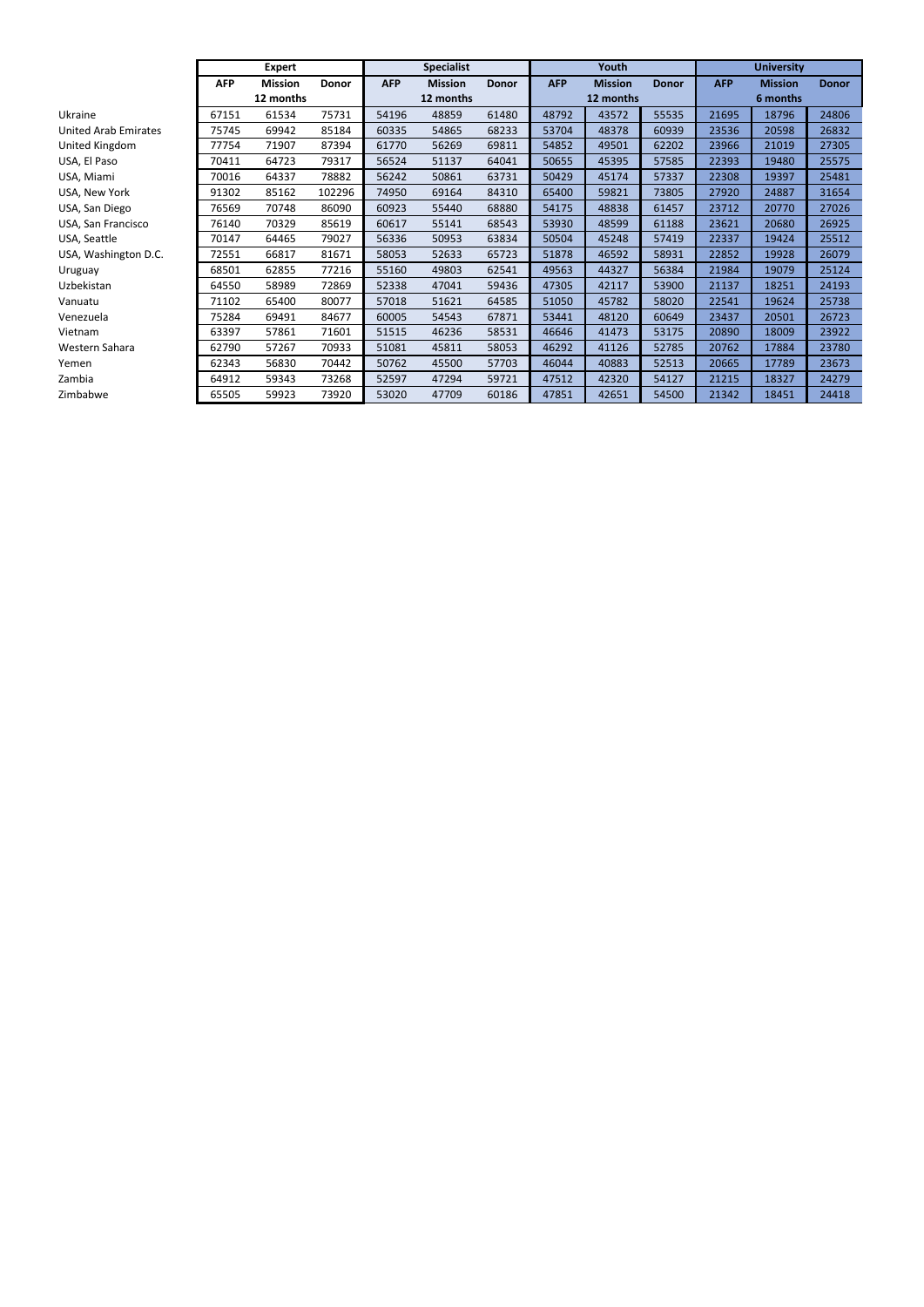| | Expert | | | Specialist | | | Youth | | | University | | |
|---|---|---|---|---|---|---|---|---|---|---|---|---|
| | AFP | Mission | Donor | AFP | Mission | Donor | AFP | Mission | Donor | AFP | Mission | Donor |
| | | 12 months | | | 12 months | | | 12 months | | | 6 months | |
| Ukraine | 67151 | 61534 | 75731 | 54196 | 48859 | 61480 | 48792 | 43572 | 55535 | 21695 | 18796 | 24806 |
| United Arab Emirates | 75745 | 69942 | 85184 | 60335 | 54865 | 68233 | 53704 | 48378 | 60939 | 23536 | 20598 | 26832 |
| United Kingdom | 77754 | 71907 | 87394 | 61770 | 56269 | 69811 | 54852 | 49501 | 62202 | 23966 | 21019 | 27305 |
| USA, El Paso | 70411 | 64723 | 79317 | 56524 | 51137 | 64041 | 50655 | 45395 | 57585 | 22393 | 19480 | 25575 |
| USA, Miami | 70016 | 64337 | 78882 | 56242 | 50861 | 63731 | 50429 | 45174 | 57337 | 22308 | 19397 | 25481 |
| USA, New York | 91302 | 85162 | 102296 | 74950 | 69164 | 84310 | 65400 | 59821 | 73805 | 27920 | 24887 | 31654 |
| USA, San Diego | 76569 | 70748 | 86090 | 60923 | 55440 | 68880 | 54175 | 48838 | 61457 | 23712 | 20770 | 27026 |
| USA, San Francisco | 76140 | 70329 | 85619 | 60617 | 55141 | 68543 | 53930 | 48599 | 61188 | 23621 | 20680 | 26925 |
| USA, Seattle | 70147 | 64465 | 79027 | 56336 | 50953 | 63834 | 50504 | 45248 | 57419 | 22337 | 19424 | 25512 |
| USA, Washington D.C. | 72551 | 66817 | 81671 | 58053 | 52633 | 65723 | 51878 | 46592 | 58931 | 22852 | 19928 | 26079 |
| Uruguay | 68501 | 62855 | 77216 | 55160 | 49803 | 62541 | 49563 | 44327 | 56384 | 21984 | 19079 | 25124 |
| Uzbekistan | 64550 | 58989 | 72869 | 52338 | 47041 | 59436 | 47305 | 42117 | 53900 | 21137 | 18251 | 24193 |
| Vanuatu | 71102 | 65400 | 80077 | 57018 | 51621 | 64585 | 51050 | 45782 | 58020 | 22541 | 19624 | 25738 |
| Venezuela | 75284 | 69491 | 84677 | 60005 | 54543 | 67871 | 53441 | 48120 | 60649 | 23437 | 20501 | 26723 |
| Vietnam | 63397 | 57861 | 71601 | 51515 | 46236 | 58531 | 46646 | 41473 | 53175 | 20890 | 18009 | 23922 |
| Western Sahara | 62790 | 57267 | 70933 | 51081 | 45811 | 58053 | 46292 | 41126 | 52785 | 20762 | 17884 | 23780 |
| Yemen | 62343 | 56830 | 70442 | 50762 | 45500 | 57703 | 46044 | 40883 | 52513 | 20665 | 17789 | 23673 |
| Zambia | 64912 | 59343 | 73268 | 52597 | 47294 | 59721 | 47512 | 42320 | 54127 | 21215 | 18327 | 24279 |
| Zimbabwe | 65505 | 59923 | 73920 | 53020 | 47709 | 60186 | 47851 | 42651 | 54500 | 21342 | 18451 | 24418 |